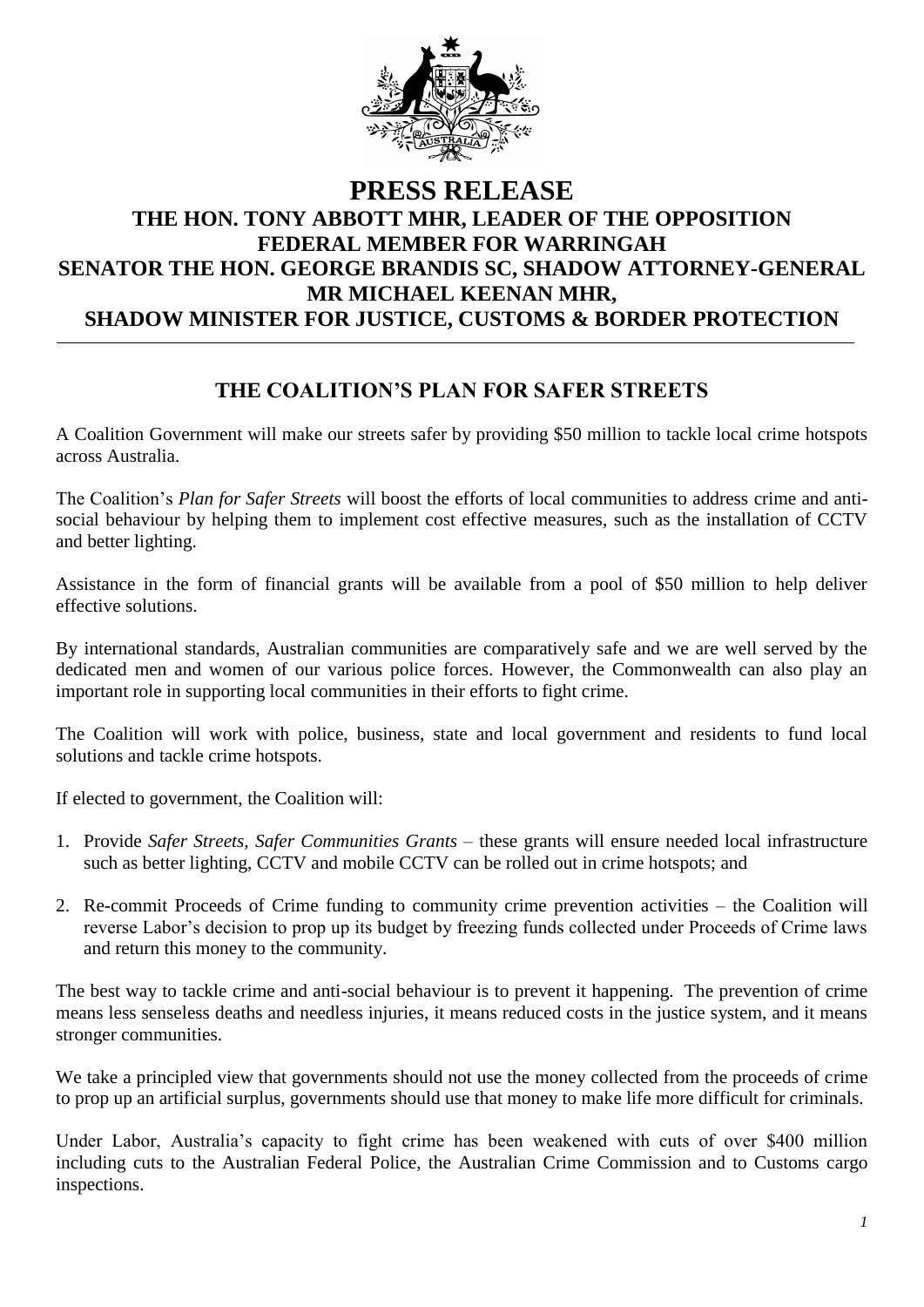# PRESS RELEASE

## THE HON. TONY ABBOTT MHR, LEADER OF THE OPPOSITION
## FEDERAL MEMBER FOR WARRINGAH
## SENATOR THE HON. GEORGE BRANDIS SC, SHADOW ATTORNEY-GENERAL
## MR MICHAEL KEENAN MHR,
## SHADOW MINISTER FOR JUSTICE, CUSTOMS & BORDER PROTECTION

---

### THE COALITION'S PLAN FOR SAFER STREETS

A Coalition Government will make our streets safer by providing $50 million to tackle local crime hotspots across Australia.

The Coalition's *Plan for Safer Streets* will boost the efforts of local communities to address crime and anti-social behaviour by helping them to implement cost effective measures, such as the installation of CCTV and better lighting.

Assistance in the form of financial grants will be available from a pool of $50 million to help deliver effective solutions.

By international standards, Australian communities are comparatively safe and we are well served by the dedicated men and women of our various police forces. However, the Commonwealth can also play an important role in supporting local communities in their efforts to fight crime.

The Coalition will work with police, business, state and local government and residents to fund local solutions and tackle crime hotspots.

If elected to government, the Coalition will:

1. Provide *Safer Streets, Safer Communities Grants* – these grants will ensure needed local infrastructure such as better lighting, CCTV and mobile CCTV can be rolled out in crime hotspots; and

2. Re-commit Proceeds of Crime funding to community crime prevention activities – the Coalition will reverse Labor's decision to prop up its budget by freezing funds collected under Proceeds of Crime laws and return this money to the community.

The best way to tackle crime and anti-social behaviour is to prevent it happening. The prevention of crime means less senseless deaths and needless injuries, it means reduced costs in the justice system, and it means stronger communities.

We take a principled view that governments should not use the money collected from the proceeds of crime to prop up an artificial surplus, governments should use that money to make life more difficult for criminals.

Under Labor, Australia's capacity to fight crime has been weakened with cuts of over $400 million including cuts to the Australian Federal Police, the Australian Crime Commission and to Customs cargo inspections.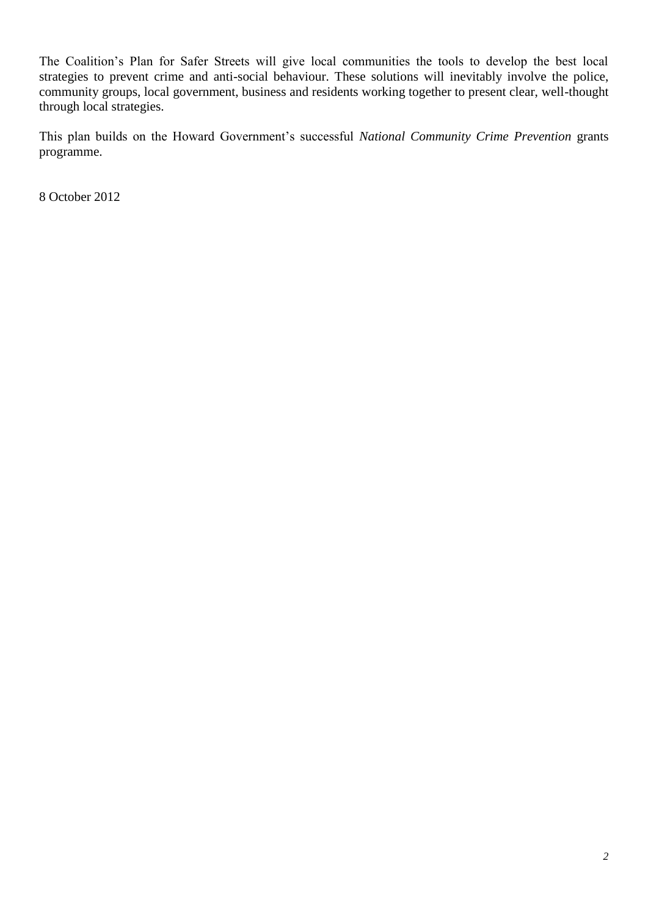The Coalition's Plan for Safer Streets will give local communities the tools to develop the best local strategies to prevent crime and anti-social behaviour. These solutions will inevitably involve the police, community groups, local government, business and residents working together to present clear, well-thought through local strategies.

This plan builds on the Howard Government's successful *National Community Crime Prevention* grants programme.

8 October 2012